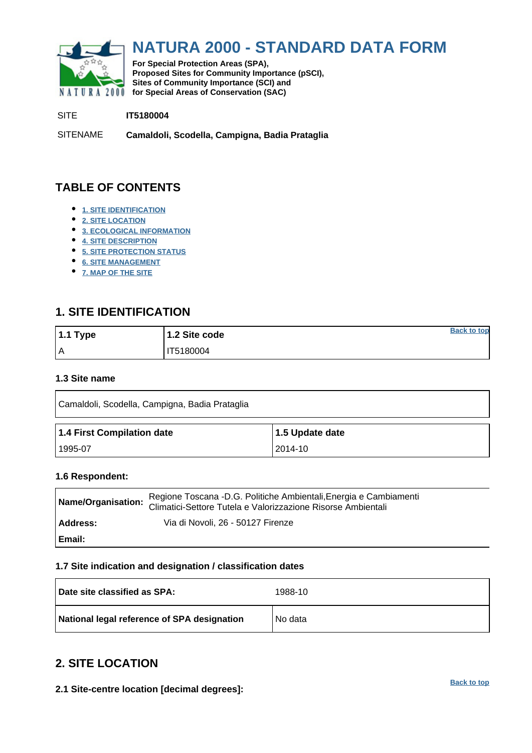# NATURA 2000 - STANDARD DATA FORM

**For Special Protection Areas (SPA), Proposed Sites for Community Importance (pSCI), Sites of Community Importance (SCI) and for Special Areas of Conservation (SAC)**

SITE **IT5180004**

SITENAME **Camaldoli, Scodella, Campigna, Badia Prataglia**

## TABLE OF CONTENTS

- 1. SITE IDENTIFICATION
- 2. SITE LOCATION
- 3. ECOLOGICAL INFORMATION
- 4. SITE DESCRIPTION
- 5. SITE PROTECTION STATUS
- 6. SITE MANAGEMENT
- 7. MAP OF THE SITE

## 1. SITE IDENTIFICATION

Back to top

| 1.1 Type | 1.2 Site code |
|---|---|
| A | IT5180004 |

### 1.3 Site name

| Camaldoli, Scodella, Campigna, Badia Prataglia |
|---|

| 1.4 First Compilation date | 1.5 Update date |
|---|---|
| 1995-07 | 2014-10 |

### 1.6 Respondent:

| | |
|---|---|
| **Name/Organisation:** | Regione Toscana -D.G. Politiche Ambientali,Energia e Cambiamenti Climatici-Settore Tutela e Valorizzazione Risorse Ambientali |
| **Address:** | Via di Novoli, 26 - 50127 Firenze |
| **Email:** | |

### 1.7 Site indication and designation / classification dates

| | |
|---|---|
| **Date site classified as SPA:** | 1988-10 |
| **National legal reference of SPA designation** | No data |

## 2. SITE LOCATION

Back to top

### 2.1 Site-centre location [decimal degrees]: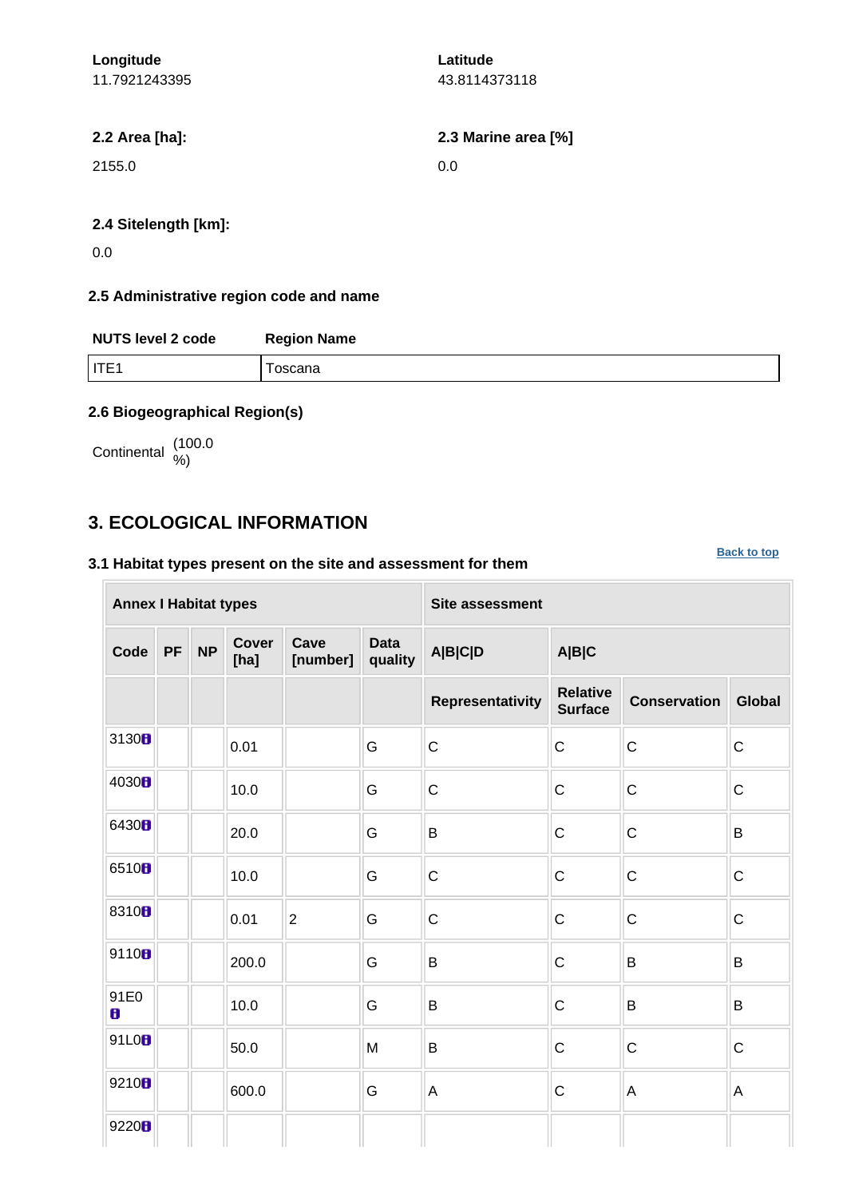**Longitude**
11.7921243395

**Latitude**
43.8114373118

**2.2 Area [ha]:**

2155.0

**2.3 Marine area [%]**

0.0

**2.4 Sitelength [km]:**

0.0

### 2.5 Administrative region code and name

| NUTS level 2 code | Region Name |
|---|---|
| ITE1 | Toscana |

### 2.6 Biogeographical Region(s)

Continental (100.0 %)

## 3. ECOLOGICAL INFORMATION

Back to top

### 3.1 Habitat types present on the site and assessment for them

| Annex I Habitat types | | | | | | Site assessment | | | |
|---|---|---|---|---|---|---|---|---|---|
| Code | PF | NP | Cover [ha] | Cave [number] | Data quality | A\|B\|C\|D | A\|B\|C | | |
| | | | | | | Representativity | Relative Surface | Conservation | Global |
| 3130 | | | 0.01 | | G | C | C | C | C |
| 4030 | | | 10.0 | | G | C | C | C | C |
| 6430 | | | 20.0 | | G | B | C | C | B |
| 6510 | | | 10.0 | | G | C | C | C | C |
| 8310 | | | 0.01 | 2 | G | C | C | C | C |
| 9110 | | | 200.0 | | G | B | C | B | B |
| 91E0 | | | 10.0 | | G | B | C | B | B |
| 91L0 | | | 50.0 | | M | B | C | C | C |
| 9210 | | | 600.0 | | G | A | C | A | A |
| 9220 | | | | | | | | | |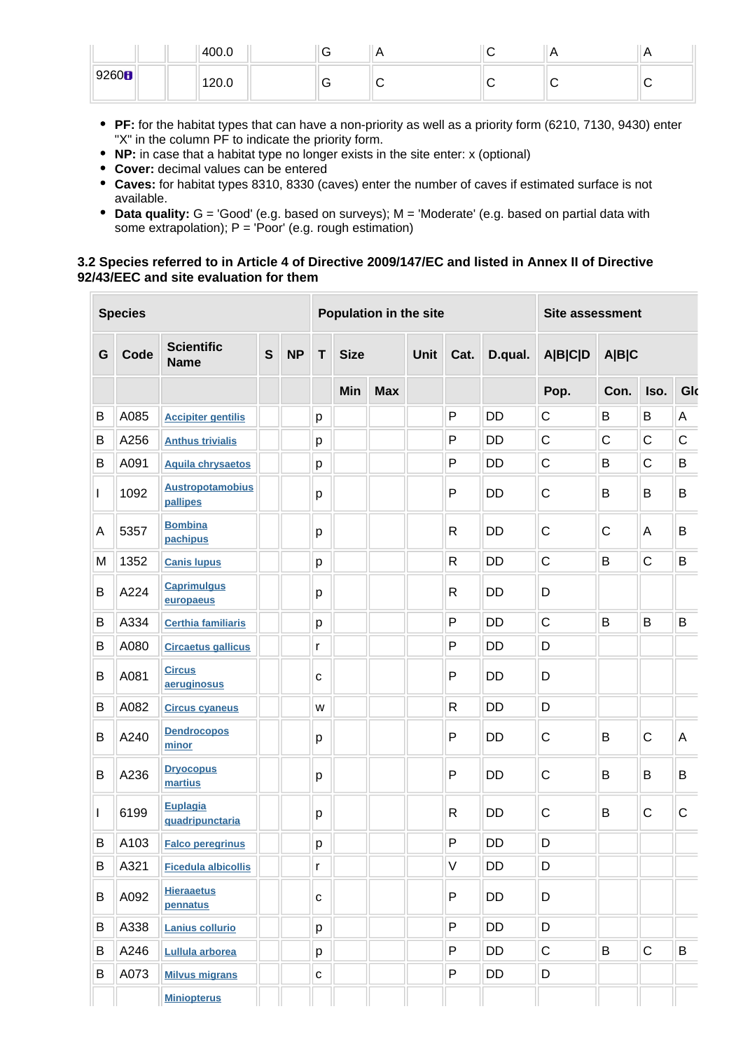| | | | 400.0 | | G | A | C | A | A |
|---|---|---|---|---|---|---|---|---|---|
| 9260 | | | 120.0 | | G | C | C | C | C |

- **PF:** for the habitat types that can have a non-priority as well as a priority form (6210, 7130, 9430) enter "X" in the column PF to indicate the priority form.
- **NP:** in case that a habitat type no longer exists in the site enter: x (optional)
- **Cover:** decimal values can be entered
- **Caves:** for habitat types 8310, 8330 (caves) enter the number of caves if estimated surface is not available.
- **Data quality:** G = 'Good' (e.g. based on surveys); M = 'Moderate' (e.g. based on partial data with some extrapolation); P = 'Poor' (e.g. rough estimation)

### 3.2 Species referred to in Article 4 of Directive 2009/147/EC and listed in Annex II of Directive 92/43/EEC and site evaluation for them

| Species | | | | | Population in the site | | | | | | Site assessment | | | |
|---|---|---|---|---|---|---|---|---|---|---|---|---|---|---|
| G | Code | Scientific Name | S | NP | T | Size | | Unit | Cat. | D.qual. | A\|B\|C\|D | A\|B\|C | | |
| | | | | | | Min | Max | | | | Pop. | Con. | Iso. | Glo |
| B | A085 | Accipiter gentilis | | | p | | | | P | DD | C | B | B | A |
| B | A256 | Anthus trivialis | | | p | | | | P | DD | C | C | C | C |
| B | A091 | Aquila chrysaetos | | | p | | | | P | DD | C | B | C | B |
| I | 1092 | Austropotamobius pallipes | | | p | | | | P | DD | C | B | B | B |
| A | 5357 | Bombina pachipus | | | p | | | | R | DD | C | C | A | B |
| M | 1352 | Canis lupus | | | p | | | | R | DD | C | B | C | B |
| B | A224 | Caprimulgus europaeus | | | p | | | | R | DD | D | | | |
| B | A334 | Certhia familiaris | | | p | | | | P | DD | C | B | B | B |
| B | A080 | Circaetus gallicus | | | r | | | | P | DD | D | | | |
| B | A081 | Circus aeruginosus | | | c | | | | P | DD | D | | | |
| B | A082 | Circus cyaneus | | | w | | | | R | DD | D | | | |
| B | A240 | Dendrocopos minor | | | p | | | | P | DD | C | B | C | A |
| B | A236 | Dryocopus martius | | | p | | | | P | DD | C | B | B | B |
| I | 6199 | Euplagia quadripunctaria | | | p | | | | R | DD | C | B | C | C |
| B | A103 | Falco peregrinus | | | p | | | | P | DD | D | | | |
| B | A321 | Ficedula albicollis | | | r | | | | V | DD | D | | | |
| B | A092 | Hieraaetus pennatus | | | c | | | | P | DD | D | | | |
| B | A338 | Lanius collurio | | | p | | | | P | DD | D | | | |
| B | A246 | Lullula arborea | | | p | | | | P | DD | C | B | C | B |
| B | A073 | Milvus migrans | | | c | | | | P | DD | D | | | |
| | | Miniopterus | | | | | | | | | | | | |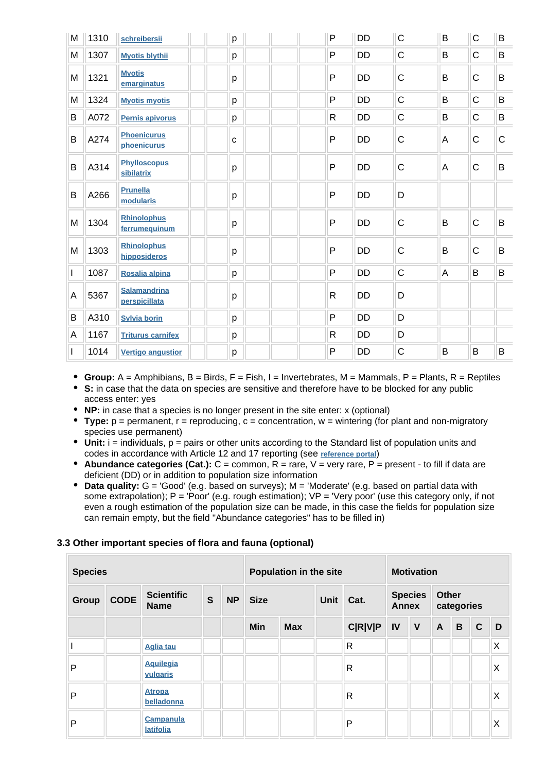| M | 1310 | schreibersii | | | p | | | | P | DD | C | B | C | B |
|---|---|---|---|---|---|---|---|---|---|---|---|---|---|---|
| M | 1307 | Myotis blythii | | | p | | | | P | DD | C | B | C | B |
| M | 1321 | Myotis emarginatus | | | p | | | | P | DD | C | B | C | B |
| M | 1324 | Myotis myotis | | | p | | | | P | DD | C | B | C | B |
| B | A072 | Pernis apivorus | | | p | | | | R | DD | C | B | C | B |
| B | A274 | Phoenicurus phoenicurus | | | c | | | | P | DD | C | A | C | C |
| B | A314 | Phylloscopus sibilatrix | | | p | | | | P | DD | C | A | C | B |
| B | A266 | Prunella modularis | | | p | | | | P | DD | D | | | |
| M | 1304 | Rhinolophus ferrumequinum | | | p | | | | P | DD | C | B | C | B |
| M | 1303 | Rhinolophus hipposideros | | | p | | | | P | DD | C | B | C | B |
| I | 1087 | Rosalia alpina | | | p | | | | P | DD | C | A | B | B |
| A | 5367 | Salamandrina perspicillata | | | p | | | | R | DD | D | | | |
| B | A310 | Sylvia borin | | | p | | | | P | DD | D | | | |
| A | 1167 | Triturus carnifex | | | p | | | | R | DD | D | | | |
| I | 1014 | Vertigo angustior | | | p | | | | P | DD | C | B | B | B |

- **Group:** A = Amphibians, B = Birds, F = Fish, I = Invertebrates, M = Mammals, P = Plants, R = Reptiles
- **S:** in case that the data on species are sensitive and therefore have to be blocked for any public access enter: yes
- **NP:** in case that a species is no longer present in the site enter: x (optional)
- **Type:** p = permanent, r = reproducing, c = concentration, w = wintering (for plant and non-migratory species use permanent)
- **Unit:** i = individuals, p = pairs or other units according to the Standard list of population units and codes in accordance with Article 12 and 17 reporting (see reference portal)
- **Abundance categories (Cat.):** C = common, R = rare, V = very rare, P = present - to fill if data are deficient (DD) or in addition to population size information
- **Data quality:** G = 'Good' (e.g. based on surveys); M = 'Moderate' (e.g. based on partial data with some extrapolation); P = 'Poor' (e.g. rough estimation); VP = 'Very poor' (use this category only, if not even a rough estimation of the population size can be made, in this case the fields for population size can remain empty, but the field "Abundance categories" has to be filled in)

### 3.3 Other important species of flora and fauna (optional)

| Species | | | | | Population in the site | | | | Motivation | | | | | |
|---|---|---|---|---|---|---|---|---|---|---|---|---|---|---|
| Group | CODE | Scientific Name | S | NP | Size | | Unit | Cat. | Species Annex | | Other categories | | | |
| | | | | | Min | Max | | C\|R\|V\|P | IV | V | A | B | C | D |
| I | | Aglia tau | | | | | | R | | | | | | X |
| P | | Aquilegia vulgaris | | | | | | R | | | | | | X |
| P | | Atropa belladonna | | | | | | R | | | | | | X |
| P | | Campanula latifolia | | | | | | P | | | | | | X |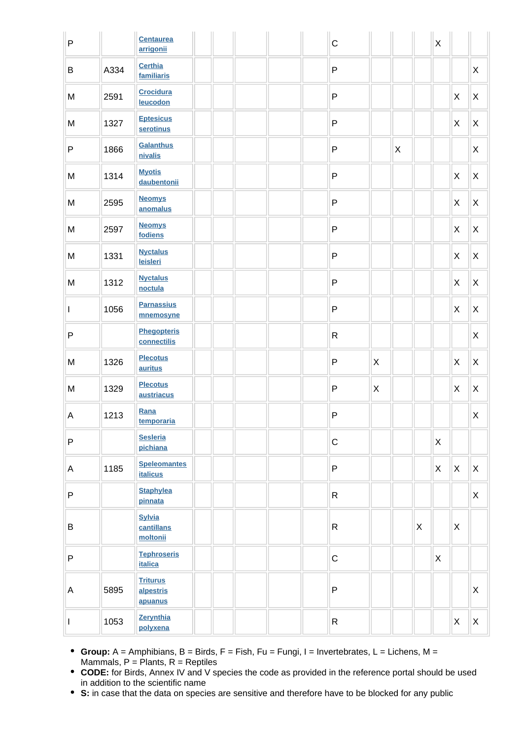| | | | | | | | | | | | | | | |
|---|---|---|---|---|---|---|---|---|---|---|---|---|---|---|
| P | | Centaurea arrigonii | | | | | | C | | | | X | | |
| B | A334 | Certhia familiaris | | | | | | P | | | | | | X |
| M | 2591 | Crocidura leucodon | | | | | | P | | | | | X | X |
| M | 1327 | Eptesicus serotinus | | | | | | P | | | | | X | X |
| P | 1866 | Galanthus nivalis | | | | | | P | | X | | | | X |
| M | 1314 | Myotis daubentonii | | | | | | P | | | | | X | X |
| M | 2595 | Neomys anomalus | | | | | | P | | | | | X | X |
| M | 2597 | Neomys fodiens | | | | | | P | | | | | X | X |
| M | 1331 | Nyctalus leisleri | | | | | | P | | | | | X | X |
| M | 1312 | Nyctalus noctula | | | | | | P | | | | | X | X |
| I | 1056 | Parnassius mnemosyne | | | | | | P | | | | | X | X |
| P | | Phegopteris connectilis | | | | | | R | | | | | | X |
| M | 1326 | Plecotus auritus | | | | | | P | X | | | | X | X |
| M | 1329 | Plecotus austriacus | | | | | | P | X | | | | X | X |
| A | 1213 | Rana temporaria | | | | | | P | | | | | | X |
| P | | Sesleria pichiana | | | | | | C | | | | X | | |
| A | 1185 | Speleomantes italicus | | | | | | P | | | | X | X | X |
| P | | Staphylea pinnata | | | | | | R | | | | | | X |
| B | | Sylvia cantillans moltonii | | | | | | R | | | X | | X | |
| P | | Tephroseris italica | | | | | | C | | | | X | | |
| A | 5895 | Triturus alpestris apuanus | | | | | | P | | | | | | X |
| I | 1053 | Zerynthia polyxena | | | | | | R | | | | | X | X |

- **Group:** A = Amphibians, B = Birds, F = Fish, Fu = Fungi, I = Invertebrates, L = Lichens, M = Mammals, P = Plants, R = Reptiles
- **CODE:** for Birds, Annex IV and V species the code as provided in the reference portal should be used in addition to the scientific name
- **S:** in case that the data on species are sensitive and therefore have to be blocked for any public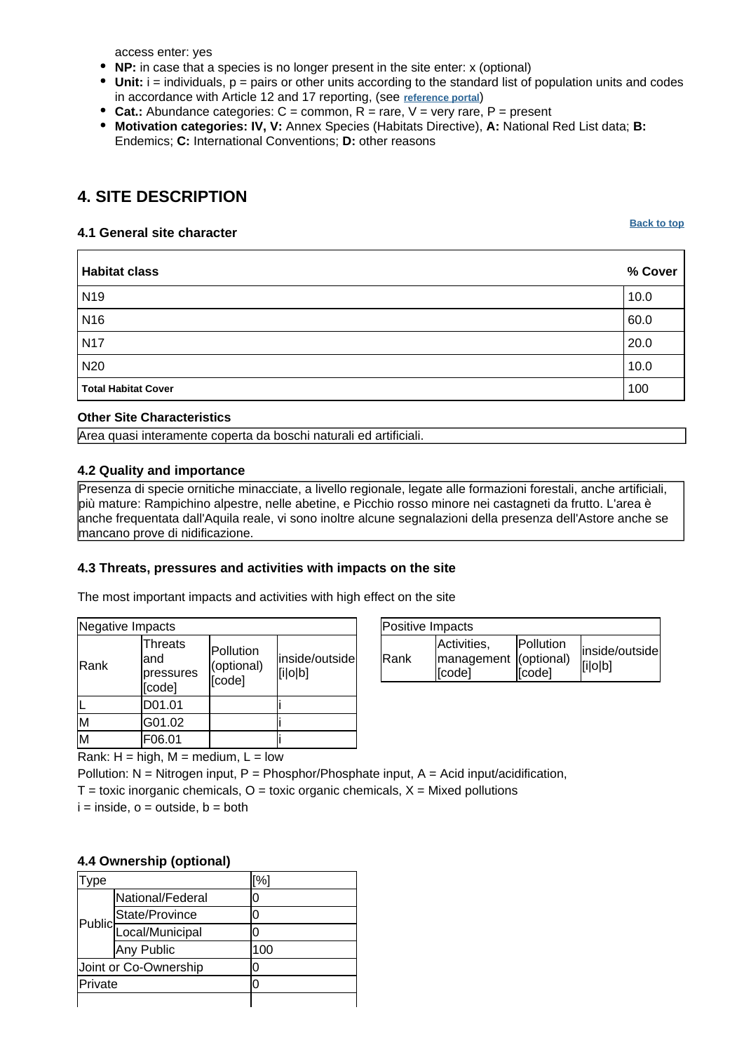access enter: yes

- **NP:** in case that a species is no longer present in the site enter: x (optional)
- **Unit:** i = individuals, p = pairs or other units according to the standard list of population units and codes in accordance with Article 12 and 17 reporting, (see reference portal)
- **Cat.:** Abundance categories: C = common, R = rare, V = very rare, P = present
- **Motivation categories: IV, V:** Annex Species (Habitats Directive), **A:** National Red List data; **B:** Endemics; **C:** International Conventions; **D:** other reasons

## 4. SITE DESCRIPTION

### 4.1 General site character

Back to top

| Habitat class | % Cover |
|---|---|
| N19 | 10.0 |
| N16 | 60.0 |
| N17 | 20.0 |
| N20 | 10.0 |
| **Total Habitat Cover** | 100 |

**Other Site Characteristics**

Area quasi interamente coperta da boschi naturali ed artificiali.

### 4.2 Quality and importance

Presenza di specie ornitiche minacciate, a livello regionale, legate alle formazioni forestali, anche artificiali, più mature: Rampichino alpestre, nelle abetine, e Picchio rosso minore nei castagneti da frutto. L'area è anche frequentata dall'Aquila reale, vi sono inoltre alcune segnalazioni della presenza dell'Astore anche se mancano prove di nidificazione.

### 4.3 Threats, pressures and activities with impacts on the site

The most important impacts and activities with high effect on the site

| Negative Impacts | | | |
|---|---|---|---|
| Rank | Threats and pressures [code] | Pollution (optional) [code] | inside/outside [i\|o\|b] |
| L | D01.01 | | i |
| M | G01.02 | | i |
| M | F06.01 | | i |

| Positive Impacts | | | |
|---|---|---|---|
| Rank | Activities, management [code] | Pollution (optional) [code] | inside/outside [i\|o\|b] |

Rank: H = high, M = medium, L = low

Pollution: N = Nitrogen input, P = Phosphor/Phosphate input, A = Acid input/acidification,

T = toxic inorganic chemicals, O = toxic organic chemicals, X = Mixed pollutions

i = inside, o = outside, b = both

### 4.4 Ownership (optional)

| Type | | [%] |
|---|---|---|
| Public | National/Federal | 0 |
| | State/Province | 0 |
| | Local/Municipal | 0 |
| | Any Public | 100 |
| Joint or Co-Ownership | | 0 |
| Private | | 0 |
| | | |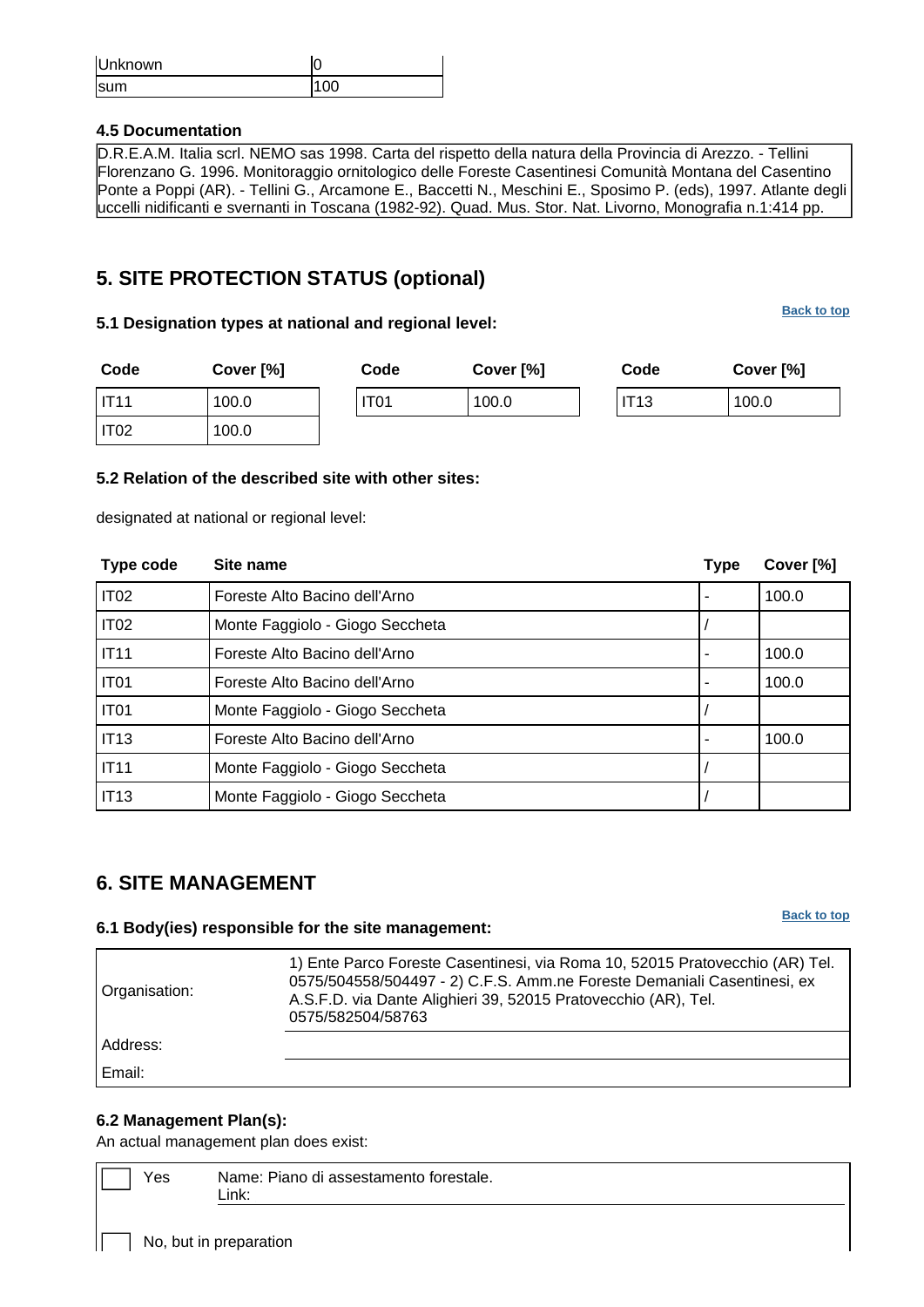| Unknown | 0 |
|---|---|
| sum | 100 |

### 4.5 Documentation

D.R.E.A.M. Italia scrl. NEMO sas 1998. Carta del rispetto della natura della Provincia di Arezzo. - Tellini Florenzano G. 1996. Monitoraggio ornitologico delle Foreste Casentinesi Comunità Montana del Casentino Ponte a Poppi (AR). - Tellini G., Arcamone E., Baccetti N., Meschini E., Sposimo P. (eds), 1997. Atlante degli uccelli nidificanti e svernanti in Toscana (1982-92). Quad. Mus. Stor. Nat. Livorno, Monografia n.1:414 pp.

## 5. SITE PROTECTION STATUS (optional)

Back to top

### 5.1 Designation types at national and regional level:

| Code | Cover [%] | Code | Cover [%] | Code | Cover [%] |
|---|---|---|---|---|---|
| IT11 | 100.0 | IT01 | 100.0 | IT13 | 100.0 |
| IT02 | 100.0 | | | | |

### 5.2 Relation of the described site with other sites:

designated at national or regional level:

| Type code | Site name | Type | Cover [%] |
|---|---|---|---|
| IT02 | Foreste Alto Bacino dell'Arno | - | 100.0 |
| IT02 | Monte Faggiolo - Giogo Seccheta | / | |
| IT11 | Foreste Alto Bacino dell'Arno | - | 100.0 |
| IT01 | Foreste Alto Bacino dell'Arno | - | 100.0 |
| IT01 | Monte Faggiolo - Giogo Seccheta | / | |
| IT13 | Foreste Alto Bacino dell'Arno | - | 100.0 |
| IT11 | Monte Faggiolo - Giogo Seccheta | / | |
| IT13 | Monte Faggiolo - Giogo Seccheta | / | |

## 6. SITE MANAGEMENT

Back to top

### 6.1 Body(ies) responsible for the site management:

| | |
|---|---|
| Organisation: | 1) Ente Parco Foreste Casentinesi, via Roma 10, 52015 Pratovecchio (AR) Tel. 0575/504558/504497 - 2) C.F.S. Amm.ne Foreste Demaniali Casentinesi, ex A.S.F.D. via Dante Alighieri 39, 52015 Pratovecchio (AR), Tel. 0575/582504/58763 |
| Address: | |
| Email: | |

### 6.2 Management Plan(s):

An actual management plan does exist:

| | | |
|---|---|---|
| ☐ | Yes | Name: Piano di assestamento forestale.<br>Link: |
| ☐ | No, but in preparation | |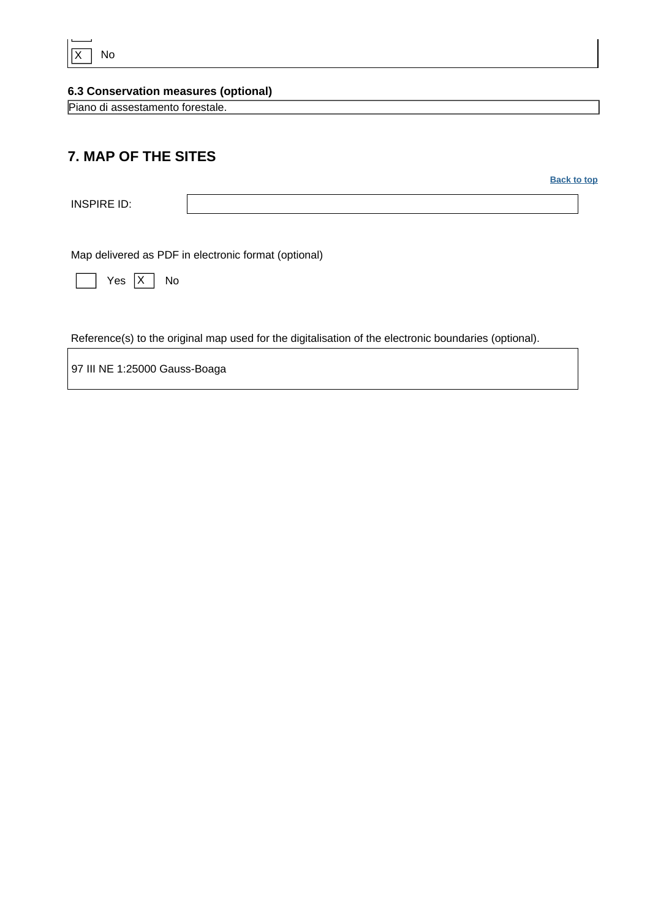[X] No

### 6.3 Conservation measures (optional)

Piano di assestamento forestale.

## 7. MAP OF THE SITES

Back to top

INSPIRE ID:

Map delivered as PDF in electronic format (optional)

[ ] Yes [X] No

Reference(s) to the original map used for the digitalisation of the electronic boundaries (optional).

97 III NE 1:25000 Gauss-Boaga